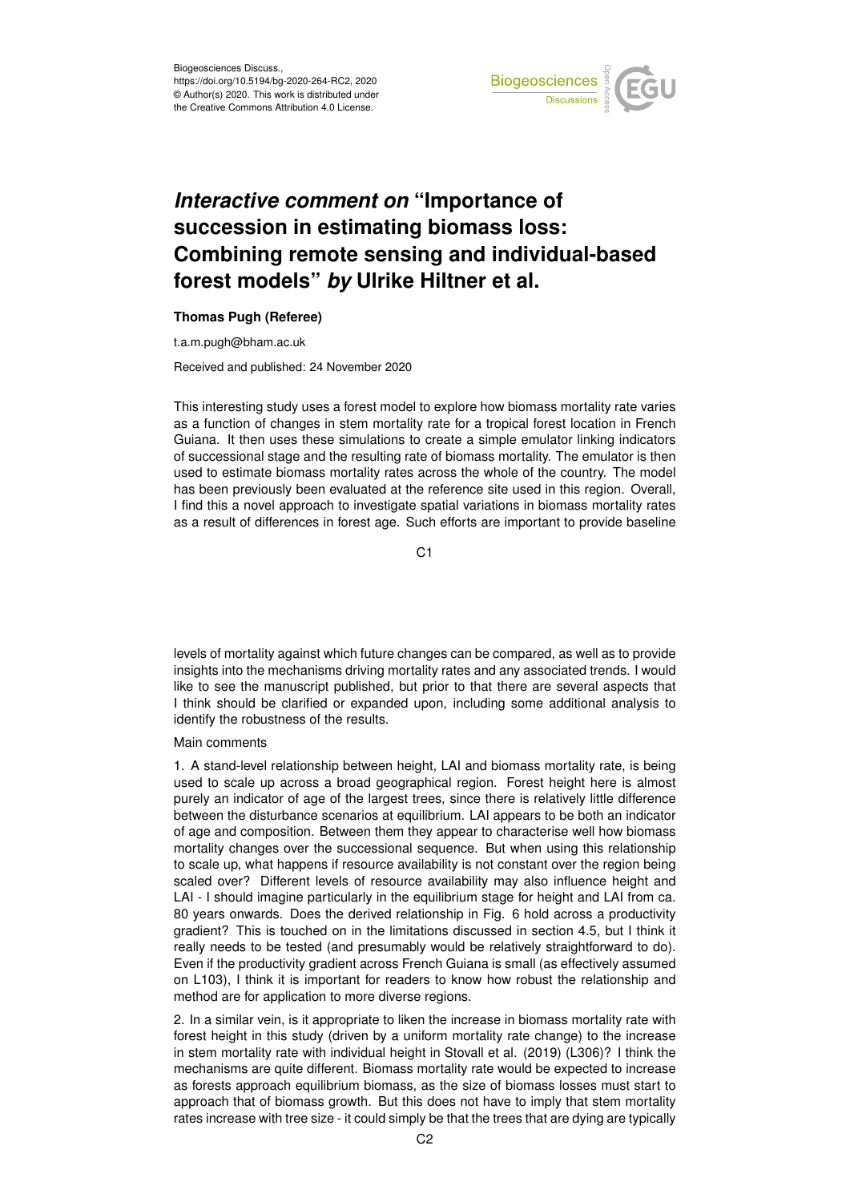Biogeosciences Discuss.,
https://doi.org/10.5194/bg-2020-264-RC2, 2020
© Author(s) 2020. This work is distributed under
the Creative Commons Attribution 4.0 License.

# *Interactive comment on* "Importance of succession in estimating biomass loss: Combining remote sensing and individual-based forest models" *by* Ulrike Hiltner et al.

**Thomas Pugh (Referee)**

t.a.m.pugh@bham.ac.uk

Received and published: 24 November 2020

This interesting study uses a forest model to explore how biomass mortality rate varies as a function of changes in stem mortality rate for a tropical forest location in French Guiana. It then uses these simulations to create a simple emulator linking indicators of successional stage and the resulting rate of biomass mortality. The emulator is then used to estimate biomass mortality rates across the whole of the country. The model has been previously been evaluated at the reference site used in this region. Overall, I find this a novel approach to investigate spatial variations in biomass mortality rates as a result of differences in forest age. Such efforts are important to provide baseline levels of mortality against which future changes can be compared, as well as to provide insights into the mechanisms driving mortality rates and any associated trends. I would like to see the manuscript published, but prior to that there are several aspects that I think should be clarified or expanded upon, including some additional analysis to identify the robustness of the results.

Main comments

1. A stand-level relationship between height, LAI and biomass mortality rate, is being used to scale up across a broad geographical region. Forest height here is almost purely an indicator of age of the largest trees, since there is relatively little difference between the disturbance scenarios at equilibrium. LAI appears to be both an indicator of age and composition. Between them they appear to characterise well how biomass mortality changes over the successional sequence. But when using this relationship to scale up, what happens if resource availability is not constant over the region being scaled over? Different levels of resource availability may also influence height and LAI - I should imagine particularly in the equilibrium stage for height and LAI from ca. 80 years onwards. Does the derived relationship in Fig. 6 hold across a productivity gradient? This is touched on in the limitations discussed in section 4.5, but I think it really needs to be tested (and presumably would be relatively straightforward to do). Even if the productivity gradient across French Guiana is small (as effectively assumed on L103), I think it is important for readers to know how robust the relationship and method are for application to more diverse regions.

2. In a similar vein, is it appropriate to liken the increase in biomass mortality rate with forest height in this study (driven by a uniform mortality rate change) to the increase in stem mortality rate with individual height in Stovall et al. (2019) (L306)? I think the mechanisms are quite different. Biomass mortality rate would be expected to increase as forests approach equilibrium biomass, as the size of biomass losses must start to approach that of biomass growth. But this does not have to imply that stem mortality rates increase with tree size - it could simply be that the trees that are dying are typically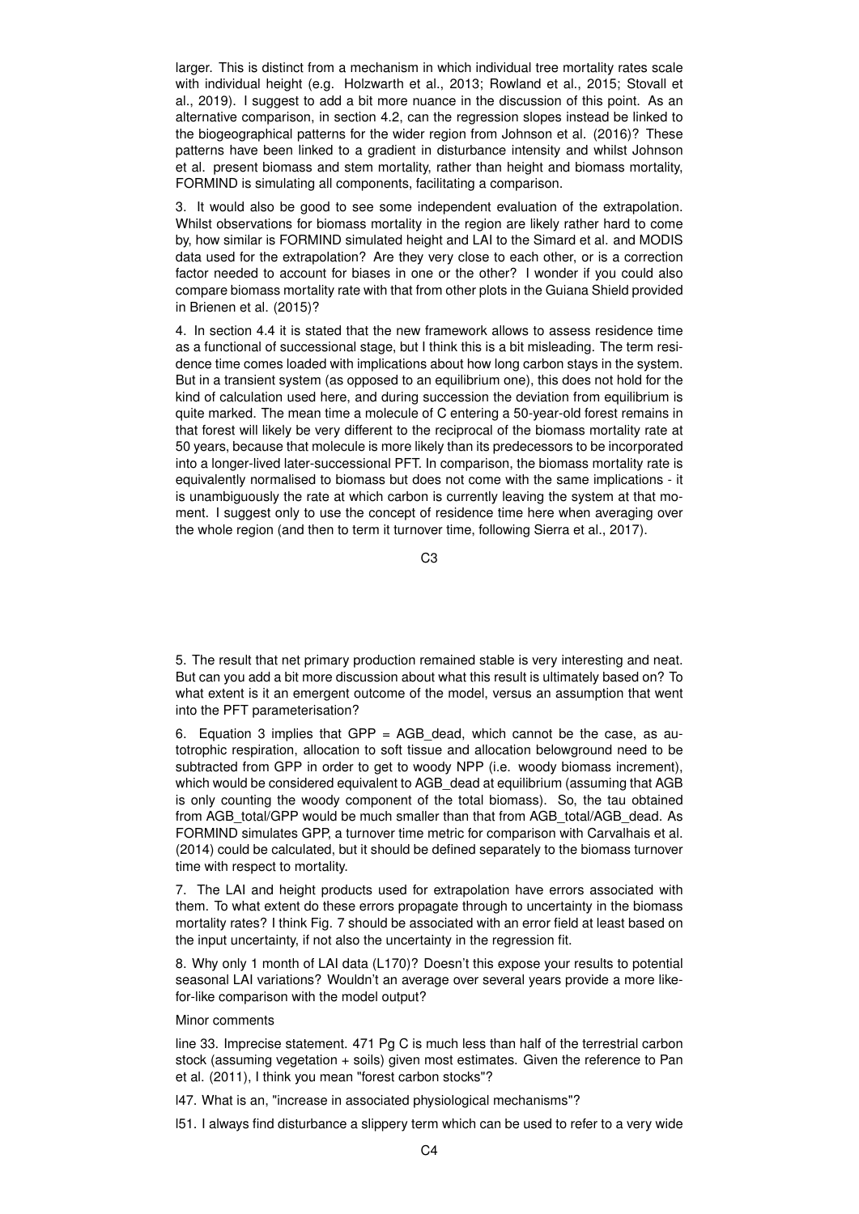larger. This is distinct from a mechanism in which individual tree mortality rates scale with individual height (e.g. Holzwarth et al., 2013; Rowland et al., 2015; Stovall et al., 2019). I suggest to add a bit more nuance in the discussion of this point. As an alternative comparison, in section 4.2, can the regression slopes instead be linked to the biogeographical patterns for the wider region from Johnson et al. (2016)? These patterns have been linked to a gradient in disturbance intensity and whilst Johnson et al. present biomass and stem mortality, rather than height and biomass mortality, FORMIND is simulating all components, facilitating a comparison.

3. It would also be good to see some independent evaluation of the extrapolation. Whilst observations for biomass mortality in the region are likely rather hard to come by, how similar is FORMIND simulated height and LAI to the Simard et al. and MODIS data used for the extrapolation? Are they very close to each other, or is a correction factor needed to account for biases in one or the other? I wonder if you could also compare biomass mortality rate with that from other plots in the Guiana Shield provided in Brienen et al. (2015)?

4. In section 4.4 it is stated that the new framework allows to assess residence time as a functional of successional stage, but I think this is a bit misleading. The term residence time comes loaded with implications about how long carbon stays in the system. But in a transient system (as opposed to an equilibrium one), this does not hold for the kind of calculation used here, and during succession the deviation from equilibrium is quite marked. The mean time a molecule of C entering a 50-year-old forest remains in that forest will likely be very different to the reciprocal of the biomass mortality rate at 50 years, because that molecule is more likely than its predecessors to be incorporated into a longer-lived later-successional PFT. In comparison, the biomass mortality rate is equivalently normalised to biomass but does not come with the same implications - it is unambiguously the rate at which carbon is currently leaving the system at that moment. I suggest only to use the concept of residence time here when averaging over the whole region (and then to term it turnover time, following Sierra et al., 2017).

5. The result that net primary production remained stable is very interesting and neat. But can you add a bit more discussion about what this result is ultimately based on? To what extent is it an emergent outcome of the model, versus an assumption that went into the PFT parameterisation?

6. Equation 3 implies that GPP = AGB_dead, which cannot be the case, as autotrophic respiration, allocation to soft tissue and allocation belowground need to be subtracted from GPP in order to get to woody NPP (i.e. woody biomass increment), which would be considered equivalent to AGB_dead at equilibrium (assuming that AGB is only counting the woody component of the total biomass). So, the tau obtained from AGB_total/GPP would be much smaller than that from AGB_total/AGB_dead. As FORMIND simulates GPP, a turnover time metric for comparison with Carvalhais et al. (2014) could be calculated, but it should be defined separately to the biomass turnover time with respect to mortality.

7. The LAI and height products used for extrapolation have errors associated with them. To what extent do these errors propagate through to uncertainty in the biomass mortality rates? I think Fig. 7 should be associated with an error field at least based on the input uncertainty, if not also the uncertainty in the regression fit.

8. Why only 1 month of LAI data (L170)? Doesn't this expose your results to potential seasonal LAI variations? Wouldn't an average over several years provide a more like-for-like comparison with the model output?

Minor comments

line 33. Imprecise statement. 471 Pg C is much less than half of the terrestrial carbon stock (assuming vegetation + soils) given most estimates. Given the reference to Pan et al. (2011), I think you mean "forest carbon stocks"?

l47. What is an, "increase in associated physiological mechanisms"?

l51. I always find disturbance a slippery term which can be used to refer to a very wide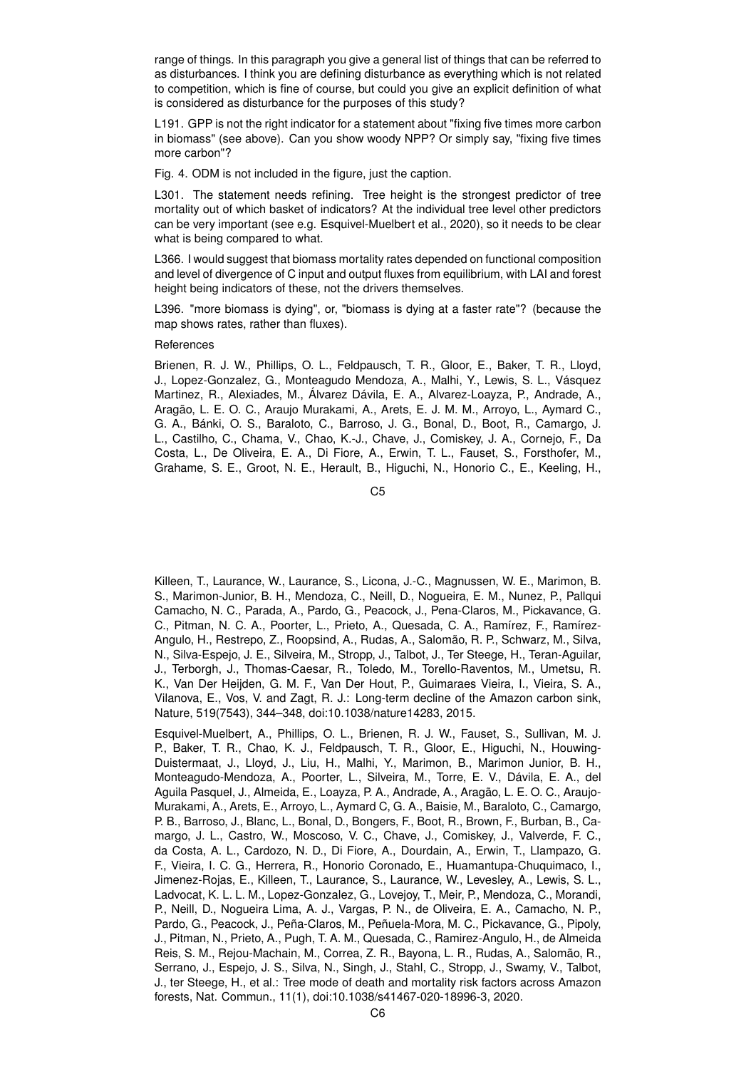range of things. In this paragraph you give a general list of things that can be referred to as disturbances. I think you are defining disturbance as everything which is not related to competition, which is fine of course, but could you give an explicit definition of what is considered as disturbance for the purposes of this study?

L191. GPP is not the right indicator for a statement about "fixing five times more carbon in biomass" (see above). Can you show woody NPP? Or simply say, "fixing five times more carbon"?

Fig. 4. ODM is not included in the figure, just the caption.

L301. The statement needs refining. Tree height is the strongest predictor of tree mortality out of which basket of indicators? At the individual tree level other predictors can be very important (see e.g. Esquivel-Muelbert et al., 2020), so it needs to be clear what is being compared to what.

L366. I would suggest that biomass mortality rates depended on functional composition and level of divergence of C input and output fluxes from equilibrium, with LAI and forest height being indicators of these, not the drivers themselves.

L396. "more biomass is dying", or, "biomass is dying at a faster rate"? (because the map shows rates, rather than fluxes).

References

Brienen, R. J. W., Phillips, O. L., Feldpausch, T. R., Gloor, E., Baker, T. R., Lloyd, J., Lopez-Gonzalez, G., Monteagudo Mendoza, A., Malhi, Y., Lewis, S. L., Vásquez Martinez, R., Alexiades, M., Álvarez Dávila, E. A., Alvarez-Loayza, P., Andrade, A., Aragão, L. E. O. C., Araujo Murakami, A., Arets, E. J. M. M., Arroyo, L., Aymard C., G. A., Bánki, O. S., Baraloto, C., Barroso, J. G., Bonal, D., Boot, R., Camargo, J. L., Castilho, C., Chama, V., Chao, K.-J., Chave, J., Comiskey, J. A., Cornejo, F., Da Costa, L., De Oliveira, E. A., Di Fiore, A., Erwin, T. L., Fauset, S., Forsthofer, M., Grahame, S. E., Groot, N. E., Herault, B., Higuchi, N., Honorio C., E., Keeling, H., Killeen, T., Laurance, W., Laurance, S., Licona, J.-C., Magnussen, W. E., Marimon, B. S., Marimon-Junior, B. H., Mendoza, C., Neill, D., Nogueira, E. M., Nunez, P., Pallqui Camacho, N. C., Parada, A., Pardo, G., Peacock, J., Pena-Claros, M., Pickavance, G. C., Pitman, N. C. A., Poorter, L., Prieto, A., Quesada, C. A., Ramírez, F., Ramírez-Angulo, H., Restrepo, Z., Roopsind, A., Rudas, A., Salomão, R. P., Schwarz, M., Silva, N., Silva-Espejo, J. E., Silveira, M., Stropp, J., Talbot, J., Ter Steege, H., Teran-Aguilar, J., Terborgh, J., Thomas-Caesar, R., Toledo, M., Torello-Raventos, M., Umetsu, R. K., Van Der Heijden, G. M. F., Van Der Hout, P., Guimaraes Vieira, I., Vieira, S. A., Vilanova, E., Vos, V. and Zagt, R. J.: Long-term decline of the Amazon carbon sink, Nature, 519(7543), 344–348, doi:10.1038/nature14283, 2015.

Esquivel-Muelbert, A., Phillips, O. L., Brienen, R. J. W., Fauset, S., Sullivan, M. J. P., Baker, T. R., Chao, K. J., Feldpausch, T. R., Gloor, E., Higuchi, N., Houwing-Duistermaat, J., Lloyd, J., Liu, H., Malhi, Y., Marimon, B., Marimon Junior, B. H., Monteagudo-Mendoza, A., Poorter, L., Silveira, M., Torre, E. V., Dávila, E. A., del Aguila Pasquel, J., Almeida, E., Loayza, P. A., Andrade, A., Aragão, L. E. O. C., Araujo-Murakami, A., Arets, E., Arroyo, L., Aymard C, G. A., Baisie, M., Baraloto, C., Camargo, P. B., Barroso, J., Blanc, L., Bonal, D., Bongers, F., Boot, R., Brown, F., Burban, B., Camargo, J. L., Castro, W., Moscoso, V. C., Chave, J., Comiskey, J., Valverde, F. C., da Costa, A. L., Cardozo, N. D., Di Fiore, A., Dourdain, A., Erwin, T., Llampazo, G. F., Vieira, I. C. G., Herrera, R., Honorio Coronado, E., Huamantupa-Chuquimaco, I., Jimenez-Rojas, E., Killeen, T., Laurance, S., Laurance, W., Levesley, A., Lewis, S. L., Ladvocat, K. L. L. M., Lopez-Gonzalez, G., Lovejoy, T., Meir, P., Mendoza, C., Morandi, P., Neill, D., Nogueira Lima, A. J., Vargas, P. N., de Oliveira, E. A., Camacho, N. P., Pardo, G., Peacock, J., Peña-Claros, M., Peñuela-Mora, M. C., Pickavance, G., Pipoly, J., Pitman, N., Prieto, A., Pugh, T. A. M., Quesada, C., Ramirez-Angulo, H., de Almeida Reis, S. M., Rejou-Machain, M., Correa, Z. R., Bayona, L. R., Rudas, A., Salomão, R., Serrano, J., Espejo, J. S., Silva, N., Singh, J., Stahl, C., Stropp, J., Swamy, V., Talbot, J., ter Steege, H., et al.: Tree mode of death and mortality risk factors across Amazon forests, Nat. Commun., 11(1), doi:10.1038/s41467-020-18996-3, 2020.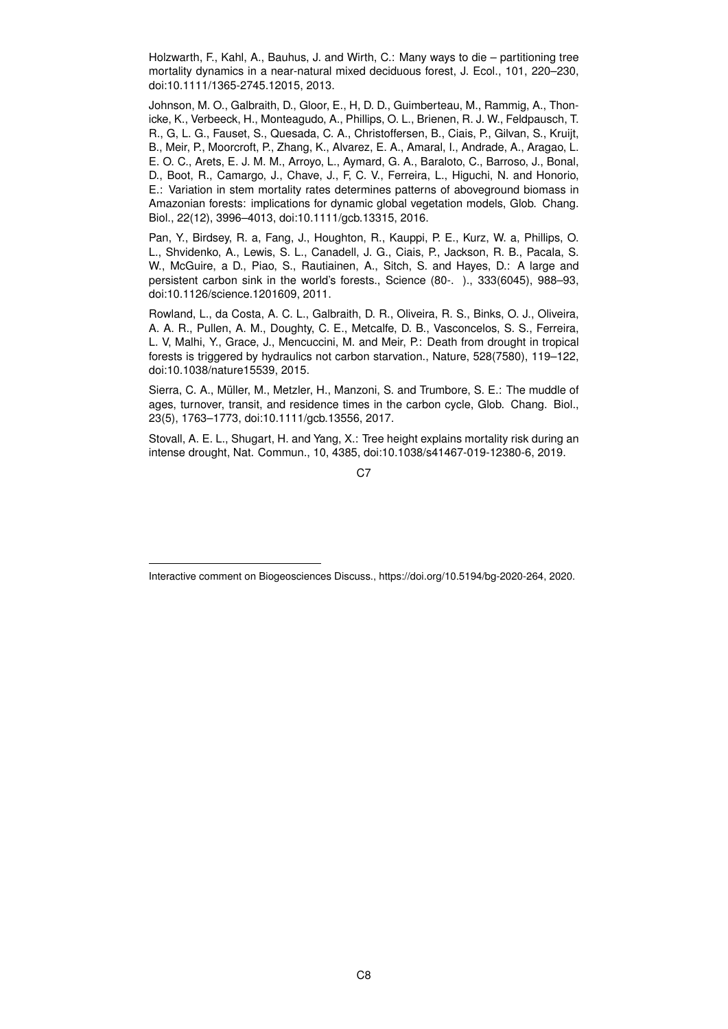Holzwarth, F., Kahl, A., Bauhus, J. and Wirth, C.: Many ways to die – partitioning tree mortality dynamics in a near-natural mixed deciduous forest, J. Ecol., 101, 220–230, doi:10.1111/1365-2745.12015, 2013.

Johnson, M. O., Galbraith, D., Gloor, E., H, D. D., Guimberteau, M., Rammig, A., Thonicke, K., Verbeeck, H., Monteagudo, A., Phillips, O. L., Brienen, R. J. W., Feldpausch, T. R., G, L. G., Fauset, S., Quesada, C. A., Christoffersen, B., Ciais, P., Gilvan, S., Kruijt, B., Meir, P., Moorcroft, P., Zhang, K., Alvarez, E. A., Amaral, I., Andrade, A., Aragao, L. E. O. C., Arets, E. J. M. M., Arroyo, L., Aymard, G. A., Baraloto, C., Barroso, J., Bonal, D., Boot, R., Camargo, J., Chave, J., F, C. V., Ferreira, L., Higuchi, N. and Honorio, E.: Variation in stem mortality rates determines patterns of aboveground biomass in Amazonian forests: implications for dynamic global vegetation models, Glob. Chang. Biol., 22(12), 3996–4013, doi:10.1111/gcb.13315, 2016.

Pan, Y., Birdsey, R. a, Fang, J., Houghton, R., Kauppi, P. E., Kurz, W. a, Phillips, O. L., Shvidenko, A., Lewis, S. L., Canadell, J. G., Ciais, P., Jackson, R. B., Pacala, S. W., McGuire, a D., Piao, S., Rautiainen, A., Sitch, S. and Hayes, D.: A large and persistent carbon sink in the world's forests., Science (80-. )., 333(6045), 988–93, doi:10.1126/science.1201609, 2011.

Rowland, L., da Costa, A. C. L., Galbraith, D. R., Oliveira, R. S., Binks, O. J., Oliveira, A. A. R., Pullen, A. M., Doughty, C. E., Metcalfe, D. B., Vasconcelos, S. S., Ferreira, L. V, Malhi, Y., Grace, J., Mencuccini, M. and Meir, P.: Death from drought in tropical forests is triggered by hydraulics not carbon starvation., Nature, 528(7580), 119–122, doi:10.1038/nature15539, 2015.

Sierra, C. A., Müller, M., Metzler, H., Manzoni, S. and Trumbore, S. E.: The muddle of ages, turnover, transit, and residence times in the carbon cycle, Glob. Chang. Biol., 23(5), 1763–1773, doi:10.1111/gcb.13556, 2017.

Stovall, A. E. L., Shugart, H. and Yang, X.: Tree height explains mortality risk during an intense drought, Nat. Commun., 10, 4385, doi:10.1038/s41467-019-12380-6, 2019.

---

Interactive comment on Biogeosciences Discuss., https://doi.org/10.5194/bg-2020-264, 2020.